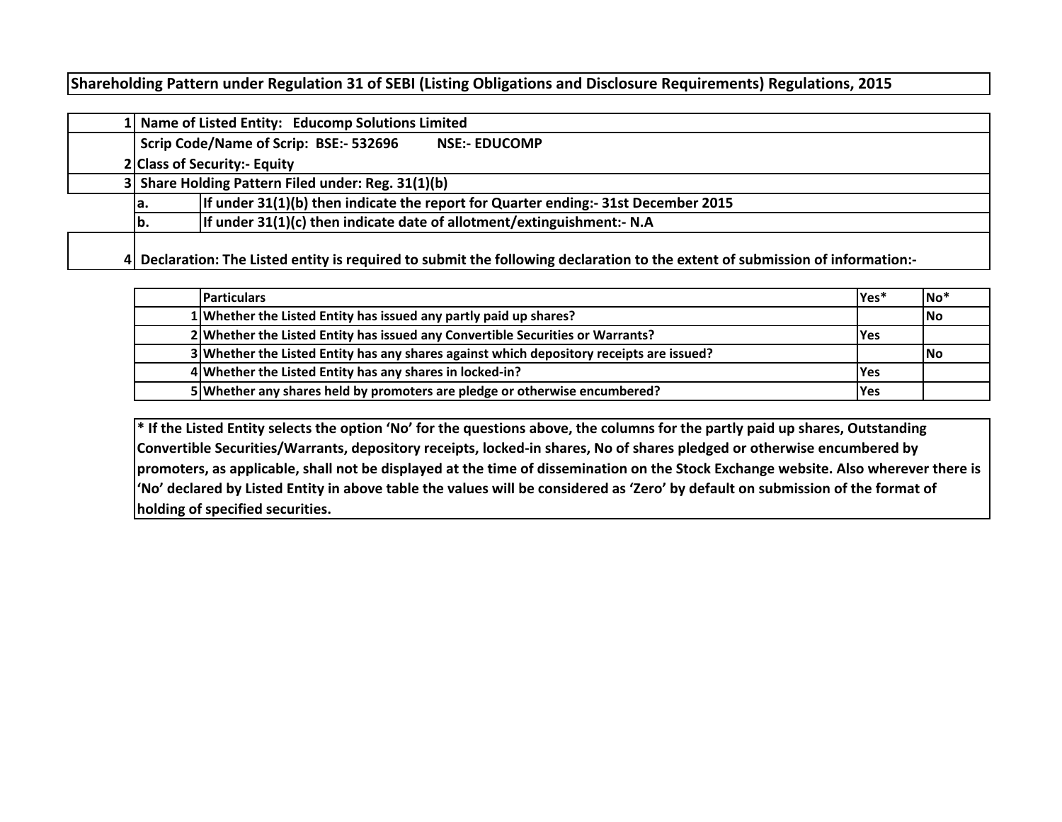# Shareholding Pattern under Regulation 31 of SEBI (Listing Obligations and Disclosure Requirements) Regulations, 2015

| | | |
|---|---|---|
| 1 | Name of Listed Entity: Educomp Solutions Limited | |
| | Scrip Code/Name of Scrip: BSE:- 532696 NSE:- EDUCOMP | |
| 2 | Class of Security:- Equity | |
| 3 | Share Holding Pattern Filed under: Reg. 31(1)(b) | |
| | a. | If under 31(1)(b) then indicate the report for Quarter ending:- 31st December 2015 |
| | b. | If under 31(1)(c) then indicate date of allotment/extinguishment:- N.A |
| 4 | Declaration: The Listed entity is required to submit the following declaration to the extent of submission of information:- | |

| | Particulars | Yes* | No* |
|---|---|---|---|
| 1 | Whether the Listed Entity has issued any partly paid up shares? | | No |
| 2 | Whether the Listed Entity has issued any Convertible Securities or Warrants? | Yes | |
| 3 | Whether the Listed Entity has any shares against which depository receipts are issued? | | No |
| 4 | Whether the Listed Entity has any shares in locked-in? | Yes | |
| 5 | Whether any shares held by promoters are pledge or otherwise encumbered? | Yes | |

**\* If the Listed Entity selects the option 'No' for the questions above, the columns for the partly paid up shares, Outstanding Convertible Securities/Warrants, depository receipts, locked-in shares, No of shares pledged or otherwise encumbered by promoters, as applicable, shall not be displayed at the time of dissemination on the Stock Exchange website. Also wherever there is 'No' declared by Listed Entity in above table the values will be considered as 'Zero' by default on submission of the format of holding of specified securities.**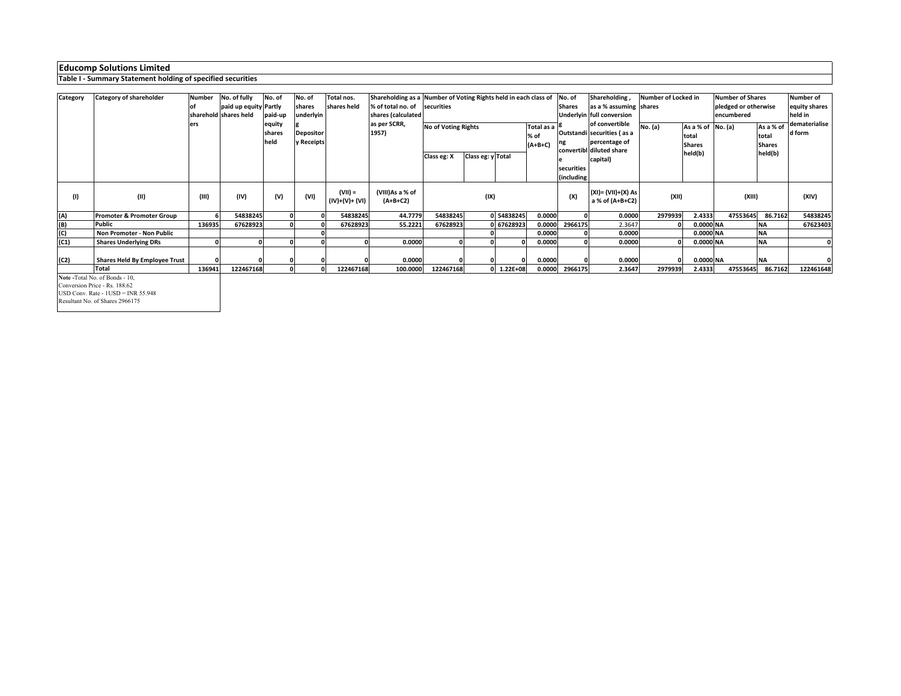## Educomp Solutions Limited

### Table I - Summary Statement holding of specified securities

| Category | Category of shareholder | Number of shareholders | No. of fully paid up equity shares held | No. of Partly paid-up equity shares held | No. of shares underlying Depository Receipts | Total nos. shares held | Shareholding as a % of total no. of shares (calculated as per SCRR, 1957) | Number of Voting Rights held in each class of securities | | | | No. of Shares Underlying Outstanding convertible securities (including | Shareholding , as a % assuming full conversion of convertible securities ( as a percentage of diluted share capital) | Number of Locked in shares | | Number of Shares pledged or otherwise encumbered | | Number of equity shares held in dematerialised form |
|---|---|---|---|---|---|---|---|---|---|---|---|---|---|---|---|---|---|---|
| | | | | | | | | No of Voting Rights | | | Total as a % of (A+B+C) | | | No. (a) | As a % of total Shares held(b) | No. (a) | As a % of total Shares held(b) | |
| | | | | | | | | Class eg: X | Class eg: y | Total | | | | | | | | |
| (I) | (II) | (III) | (IV) | (V) | (VI) | (VII) = (IV)+(V)+ (VI) | (VIII)As a % of (A+B+C2) | (IX) | | | | (X) | (XI)= (VII)+(X) As a % of (A+B+C2) | (XII) | | (XIII) | | (XIV) |
| (A) | Promoter & Promoter Group | 6 | 54838245 | 0 | 0 | 54838245 | 44.7779 | 54838245 | 0 | 54838245 | 0.0000 | 0 | 0.0000 | 2979939 | 2.4333 | 47553645 | 86.7162 | 54838245 |
| (B) | Public | 136935 | 67628923 | 0 | 0 | 67628923 | 55.2221 | 67628923 | 0 | 67628923 | 0.0000 | 2966175 | 2.3647 | 0 | 0.0000 | NA | NA | 67623403 |
| (C) | Non Promoter - Non Public | | | | 0 | | | | 0 | | 0.0000 | 0 | 0.0000 | | 0.0000 | NA | NA | |
| (C1) | Shares Underlying DRs | 0 | 0 | 0 | 0 | 0 | 0.0000 | 0 | 0 | 0 | 0.0000 | 0 | 0.0000 | 0 | 0.0000 | NA | NA | 0 |
| (C2) | Shares Held By Employee Trust | 0 | 0 | 0 | 0 | 0 | 0.0000 | 0 | 0 | 0 | 0.0000 | 0 | 0.0000 | 0 | 0.0000 | NA | NA | 0 |
| | Total | 136941 | 122467168 | 0 | 0 | 122467168 | 100.0000 | 122467168 | 0 | 1.22E+08 | 0.0000 | 2966175 | 2.3647 | 2979939 | 2.4333 | 47553645 | 86.7162 | 122461648 |

**Note -**Total No. of Bonds - 10,
Conversion Price - Rs. 188.62
USD Conv. Rate - 1USD = INR 55.948
Resultant No. of Shares 2966175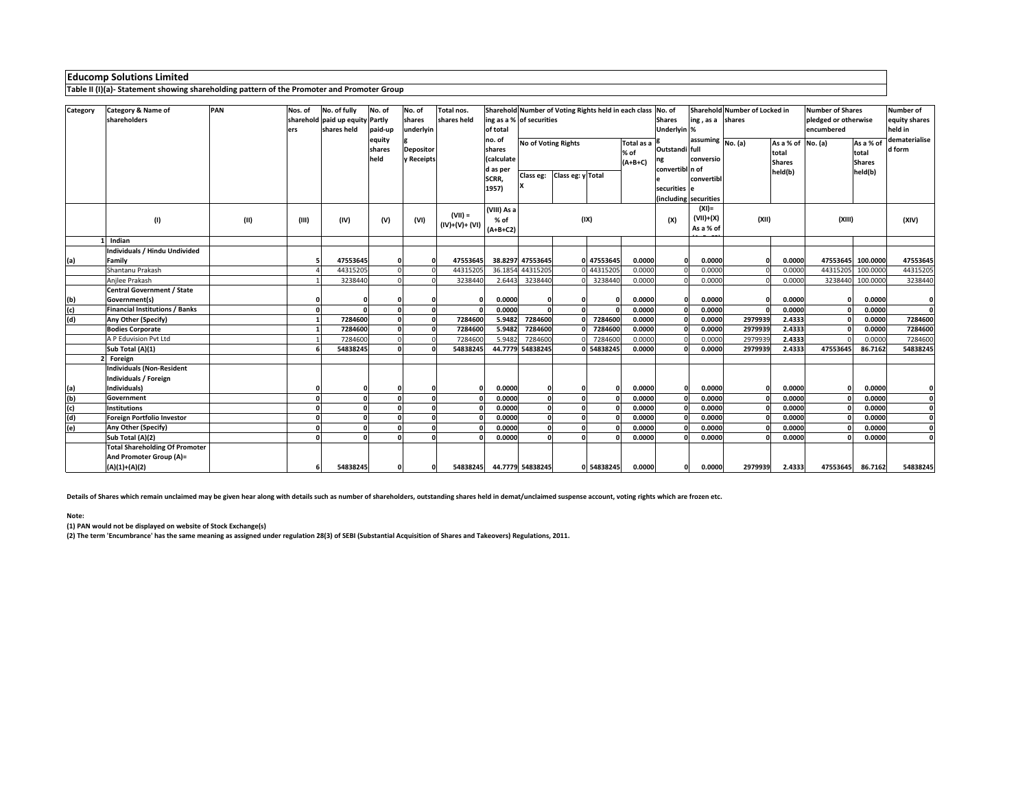## Educomp Solutions Limited

### Table II (I)(a)- Statement showing shareholding pattern of the Promoter and Promoter Group

| Category | Category & Name of shareholders | PAN | Nos. of shareholders | No. of fully paid up equity shares held | No. of Partly paid-up equity shares held | No. of shares underlying Depository Receipts | Total nos. shares held | Shareholding as a % of total no. of shares (calculated as per SCRR, 1957) | Number of Voting Rights held in each class of securities | | | | No. of Shares Underlying Outstanding convertible securities (including | Shareholding , as a % assuming full conversion of convertible securities | Number of Locked in shares | | Number of Shares pledged or otherwise encumbered | | Number of equity shares held in dematerialised form |
|---|---|---|---|---|---|---|---|---|---|---|---|---|---|---|---|---|---|---|---|
| | | | | | | | | | No of Voting Rights | | | Total as a % of (A+B+C) | | | No. (a) | As a % of total Shares held(b) | No. (a) | As a % of total Shares held(b) | |
| | | | | | | | | | Class eg: X | Class eg: y | Total | | | | | | | | |
| | (I) | (II) | (III) | (IV) | (V) | (VI) | (VII) = (IV)+(V)+ (VI) | (VIII) As a % of (A+B+C2) | (IX) | | | | (X) | (XI)= (VII)+(X) As a % of | (XII) | | (XIII) | | (XIV) |
| 1 | Indian | | | | | | | | | | | | | | | | | | |
| (a) | **Individuals / Hindu Undivided Family** | | **5** | **47553645** | **0** | **0** | **47553645** | **38.8297** | **47553645** | **0** | **47553645** | **0.0000** | **0** | **0.0000** | **0** | **0.0000** | **47553645** | **100.0000** | **47553645** |
| | Shantanu Prakash | | 4 | 44315205 | 0 | 0 | 44315205 | 36.1854 | 44315205 | 0 | 44315205 | 0.0000 | 0 | 0.0000 | 0 | 0.0000 | 44315205 | 100.0000 | 44315205 |
| | Anjlee Prakash | | 1 | 3238440 | 0 | 0 | 3238440 | 2.6443 | 3238440 | 0 | 3238440 | 0.0000 | 0 | 0.0000 | 0 | 0.0000 | 3238440 | 100.0000 | 3238440 |
| (b) | **Central Government / State Government(s)** | | **0** | **0** | **0** | **0** | **0** | **0.0000** | **0** | **0** | **0** | **0.0000** | **0** | **0.0000** | **0** | **0.0000** | **0** | **0.0000** | **0** |
| (c) | **Financial Institutions / Banks** | | **0** | **0** | **0** | **0** | **0** | **0.0000** | **0** | **0** | **0** | **0.0000** | **0** | **0.0000** | **0** | **0.0000** | **0** | **0.0000** | **0** |
| (d) | **Any Other (Specify)** | | **1** | **7284600** | **0** | **0** | **7284600** | **5.9482** | **7284600** | **0** | **7284600** | **0.0000** | **0** | **0.0000** | **2979939** | **2.4333** | **0** | **0.0000** | **7284600** |
| | **Bodies Corporate** | | **1** | **7284600** | **0** | **0** | **7284600** | **5.9482** | **7284600** | **0** | **7284600** | **0.0000** | **0** | **0.0000** | **2979939** | **2.4333** | **0** | **0.0000** | **7284600** |
| | A P Eduvision Pvt Ltd | | 1 | 7284600 | 0 | 0 | 7284600 | 5.9482 | 7284600 | 0 | 7284600 | 0.0000 | 0 | 0.0000 | 2979939 | 2.4333 | 0 | 0.0000 | 7284600 |
| | **Sub Total (A)(1)** | | **6** | **54838245** | **0** | **0** | **54838245** | **44.7779** | **54838245** | **0** | **54838245** | **0.0000** | **0** | **0.0000** | **2979939** | **2.4333** | **47553645** | **86.7162** | **54838245** |
| 2 | Foreign | | | | | | | | | | | | | | | | | | |
| (a) | **Individuals (Non-Resident Individuals / Foreign Individuals)** | | **0** | **0** | **0** | **0** | **0** | **0.0000** | **0** | **0** | **0** | **0.0000** | **0** | **0.0000** | **0** | **0.0000** | **0** | **0.0000** | **0** |
| (b) | **Government** | | **0** | **0** | **0** | **0** | **0** | **0.0000** | **0** | **0** | **0** | **0.0000** | **0** | **0.0000** | **0** | **0.0000** | **0** | **0.0000** | **0** |
| (c) | **Institutions** | | **0** | **0** | **0** | **0** | **0** | **0.0000** | **0** | **0** | **0** | **0.0000** | **0** | **0.0000** | **0** | **0.0000** | **0** | **0.0000** | **0** |
| (d) | **Foreign Portfolio Investor** | | **0** | **0** | **0** | **0** | **0** | **0.0000** | **0** | **0** | **0** | **0.0000** | **0** | **0.0000** | **0** | **0.0000** | **0** | **0.0000** | **0** |
| (e) | **Any Other (Specify)** | | **0** | **0** | **0** | **0** | **0** | **0.0000** | **0** | **0** | **0** | **0.0000** | **0** | **0.0000** | **0** | **0.0000** | **0** | **0.0000** | **0** |
| | **Sub Total (A)(2)** | | **0** | **0** | **0** | **0** | **0** | **0.0000** | **0** | **0** | **0** | **0.0000** | **0** | **0.0000** | **0** | **0.0000** | **0** | **0.0000** | **0** |
| | **Total Shareholding Of Promoter And Promoter Group (A)= (A)(1)+(A)(2)** | | **6** | **54838245** | **0** | **0** | **54838245** | **44.7779** | **54838245** | **0** | **54838245** | **0.0000** | **0** | **0.0000** | **2979939** | **2.4333** | **47553645** | **86.7162** | **54838245** |

**Details of Shares which remain unclaimed may be given hear along with details such as number of shareholders, outstanding shares held in demat/unclaimed suspense account, voting rights which are frozen etc.**

**Note:**

**(1) PAN would not be displayed on website of Stock Exchange(s)**

**(2) The term 'Encumbrance' has the same meaning as assigned under regulation 28(3) of SEBI (Substantial Acquisition of Shares and Takeovers) Regulations, 2011.**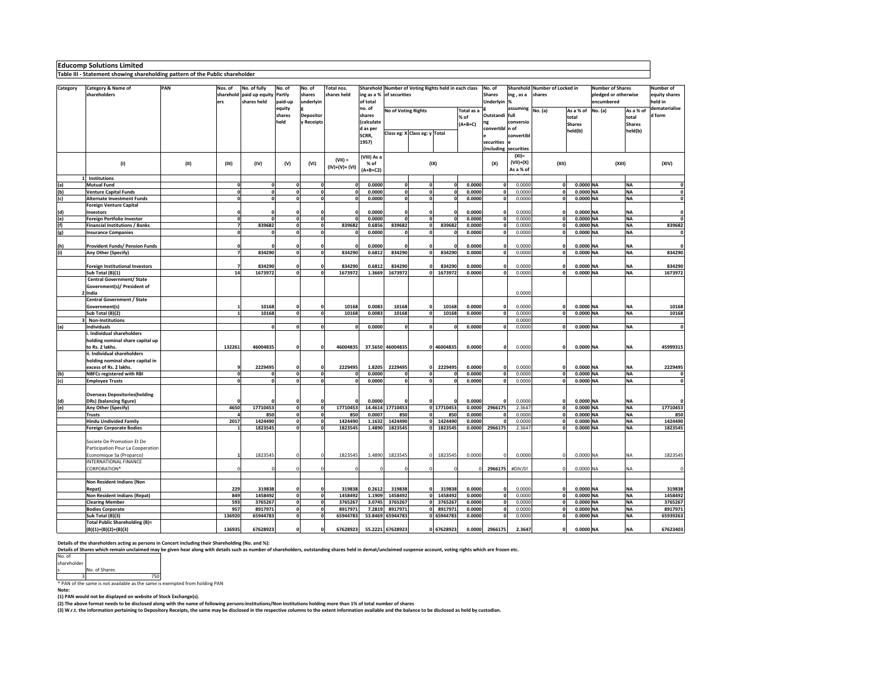**Educomp Solutions Limited**

**Table III - Statement showing shareholding pattern of the Public shareholder**

| Category | Category & Name of shareholders | PAN | Nos. of shareholders | No. of fully paid up equity shares held | No. of Partly paid-up equity shares held | No. of shares underlying Depository Receipts | Total nos. shares held | Shareholding as a % of total no. of shares (calculated as per SCRR, 1957) | Number of Voting Rights held in each class of securities | | | | No. of Shares Underlying Outstanding convertible securities (including | Shareholding , as a % assuming full conversion of convertible securities | Number of Locked in shares | | Number of Shares pledged or otherwise encumbered | | Number of equity shares held in dematerialised form |
|---|---|---|---|---|---|---|---|---|---|---|---|---|---|---|---|---|---|---|---|
| | | | | | | | | | No of Voting Rights | | | Total as a % of (A+B+C) | | | No. (a) | As a % of total Shares held(b) | No. (a) | As a % of total Shares held(b) | |
| | | | | | | | | | Class eg: X | Class eg: y | Total | | | | | | | | |
| | (I) | (II) | (III) | (IV) | (V) | (VI) | (VII) = (IV)+(V)+ (VI) | (VIII) As a % of (A+B+C2) | | (IX) | | | (X) | (XI)= (VII)+(X) As a % of | (XII) | | (XIII) | | (XIV) |
| 1 | Institutions | | | | | | | | | | | | | | | | | | |
| (a) | Mutual Fund | | 0 | 0 | 0 | 0 | 0 | 0.0000 | 0 | 0 | 0 | 0.0000 | 0 | 0.0000 | 0 | 0.0000 | NA | NA | 0 |
| (b) | Venture Capital Funds | | 0 | 0 | 0 | 0 | 0 | 0.0000 | 0 | 0 | 0 | 0.0000 | 0 | 0.0000 | 0 | 0.0000 | NA | NA | 0 |
| (c) | Alternate Investment Funds | | 0 | 0 | 0 | 0 | 0 | 0.0000 | 0 | 0 | 0 | 0.0000 | 0 | 0.0000 | 0 | 0.0000 | NA | NA | 0 |
| (d) | Foreign Venture Capital Investors | | 0 | 0 | 0 | 0 | 0 | 0.0000 | 0 | 0 | 0 | 0.0000 | 0 | 0.0000 | 0 | 0.0000 | NA | NA | 0 |
| (e) | Foreign Portfolio Investor | | 0 | 0 | 0 | 0 | 0 | 0.0000 | 0 | 0 | 0 | 0.0000 | 0 | 0.0000 | 0 | 0.0000 | NA | NA | 0 |
| (f) | Financial Institutions / Banks | | 7 | 839682 | 0 | 0 | 839682 | 0.6856 | 839682 | 0 | 839682 | 0.0000 | 0 | 0.0000 | 0 | 0.0000 | NA | NA | 839682 |
| (g) | Insurance Companies | | 0 | 0 | 0 | 0 | 0 | 0.0000 | 0 | 0 | 0 | 0.0000 | 0 | 0.0000 | 0 | 0.0000 | NA | NA | 0 |
| (h) | Provident Funds/ Pension Funds | | 0 | 0 | 0 | 0 | 0 | 0.0000 | 0 | 0 | 0 | 0.0000 | 0 | 0.0000 | 0 | 0.0000 | NA | NA | 0 |
| (i) | Any Other (Specify) | | 7 | 834290 | 0 | 0 | 834290 | 0.6812 | 834290 | 0 | 834290 | 0.0000 | 0 | 0.0000 | 0 | 0.0000 | NA | NA | 834290 |
| | Foreign Institutional Investors | | 7 | 834290 | 0 | 0 | 834290 | 0.6812 | 834290 | 0 | 834290 | 0.0000 | 0 | 0.0000 | 0 | 0.0000 | NA | NA | 834290 |
| | Sub Total (B)(1) | | 14 | 1673972 | 0 | 0 | 1673972 | 1.3669 | 1673972 | 0 | 1673972 | 0.0000 | 0 | 0.0000 | 0 | 0.0000 | NA | NA | 1673972 |
| 2 | Central Government/ State Government(s)/ President of India | | | | | | | | | | | | | 0.0000 | | | | | |
| | Central Government / State Government(s) | | 1 | 10168 | 0 | 0 | 10168 | 0.0083 | 10168 | 0 | 10168 | 0.0000 | 0 | 0.0000 | 0 | 0.0000 | NA | NA | 10168 |
| | Sub Total (B)(2) | | 1 | 10168 | 0 | 0 | 10168 | 0.0083 | 10168 | 0 | 10168 | 0.0000 | 0 | 0.0000 | 0 | 0.0000 | NA | NA | 10168 |
| 3 | Non-Institutions | | | | | | | | | | | | | 0.0000 | | | | | |
| (a) | Individuals | | | 0 | 0 | 0 | 0 | 0.0000 | 0 | 0 | 0 | 0.0000 | 0 | 0.0000 | 0 | 0.0000 | NA | NA | 0 |
| | i. Individual shareholders holding nominal share capital up to Rs. 2 lakhs. | | 132261 | 46004835 | 0 | 0 | 46004835 | 37.5650 | 46004835 | 0 | 46004835 | 0.0000 | 0 | 0.0000 | 0 | 0.0000 | NA | NA | 45999315 |
| | ii. Individual shareholders holding nominal share capital in excess of Rs. 2 lakhs. | | 9 | 2229495 | 0 | 0 | 2229495 | 1.8205 | 2229495 | 0 | 2229495 | 0.0000 | 0 | 0.0000 | 0 | 0.0000 | NA | NA | 2229495 |
| (b) | NBFCs registered with RBI | | 0 | 0 | 0 | 0 | 0 | 0.0000 | 0 | 0 | 0 | 0.0000 | 0 | 0.0000 | 0 | 0.0000 | NA | NA | 0 |
| (c) | Employee Trusts | | 0 | 0 | 0 | 0 | 0 | 0.0000 | 0 | 0 | 0 | 0.0000 | 0 | 0.0000 | 0 | 0.0000 | NA | NA | 0 |
| (d) | Overseas Depositories(holding DRs) (balancing figure) | | 0 | 0 | 0 | 0 | 0 | 0.0000 | 0 | 0 | 0 | 0.0000 | 0 | 0.0000 | 0 | 0.0000 | NA | NA | 0 |
| (e) | Any Other (Specify) | | 4650 | 17710453 | 0 | 0 | 17710453 | 14.4614 | 17710453 | 0 | 17710453 | 0.0000 | 2966175 | 2.3647 | 0 | 0.0000 | NA | NA | 17710453 |
| | Trusts | | 4 | 850 | 0 | 0 | 850 | 0.0007 | 850 | 0 | 850 | 0.0000 | 0 | 0.0000 | 0 | 0.0000 | NA | NA | 850 |
| | Hindu Undivided Family | | 2017 | 1424490 | 0 | 0 | 1424490 | 1.1632 | 1424490 | 0 | 1424490 | 0.0000 | 0 | 0.0000 | 0 | 0.0000 | NA | NA | 1424490 |
| | Foreign Corporate Bodies | | 1 | 1823545 | 0 | 0 | 1823545 | 1.4890 | 1823545 | 0 | 1823545 | 0.0000 | 2966175 | 2.3647 | 0 | 0.0000 | NA | NA | 1823545 |
| | Societe De Promotion Et De Participation Pour La Cooperation Economique Sa (Proparco) | | 1 | 1823545 | 0 | 0 | 1823545 | 1.4890 | 1823545 | 0 | 1823545 | 0.0000 | 0 | 0.0000 | 0 | 0.0000 | NA | NA | 1823545 |
| | INTERNATIONAL FINANCE CORPORATION* | | 0 | 0 | 0 | 0 | 0 | 0 | 0 | 0 | 0 | 0 | 2966175 | #DIV/0! | 0 | 0.0000 | NA | NA | 0 |
| | Non Resident Indians (Non Repat) | | 229 | 319838 | 0 | 0 | 319838 | 0.2612 | 319838 | 0 | 319838 | 0.0000 | 0 | 0.0000 | 0 | 0.0000 | NA | NA | 319838 |
| | Non Resident Indians (Repat) | | 849 | 1458492 | 0 | 0 | 1458492 | 1.1909 | 1458492 | 0 | 1458492 | 0.0000 | 0 | 0.0000 | 0 | 0.0000 | NA | NA | 1458492 |
| | Clearing Member | | 593 | 3765267 | 0 | 0 | 3765267 | 3.0745 | 3765267 | 0 | 3765267 | 0.0000 | 0 | 0.0000 | 0 | 0.0000 | NA | NA | 3765267 |
| | Bodies Corporate | | 957 | 8917971 | 0 | 0 | 8917971 | 7.2819 | 8917971 | 0 | 8917971 | 0.0000 | 0 | 0.0000 | 0 | 0.0000 | NA | NA | 8917971 |
| | Sub Total (B)(3) | | 136920 | 65944783 | 0 | 0 | 65944783 | 53.8469 | 65944783 | 0 | 65944783 | 0.0000 | 0 | 0.0000 | 0 | 0.0000 | NA | NA | 65939263 |
| | Total Public Shareholding (B)= (B)(1)+(B)(2)+(B)(3) | | 136935 | 67628923 | 0 | 0 | 67628923 | 55.2221 | 67628923 | 0 | 67628923 | 0.0000 | 2966175 | 2.3647 | 0 | 0.0000 | NA | NA | 67623403 |

**Details of the shareholders acting as persons in Concert including their Shareholding (No. and %):**

**Details of Shares which remain unclaimed may be given hear along with details such as number of shareholders, outstanding shares held in demat/unclaimed suspense account, voting rights which are frozen etc.**

| No. of shareholders | No. of Shares |
|---|---|
| 3 | 750 |

* PAN of the same is not available as the same is exempted from holding PAN

**Note:**

**(1) PAN would not be displayed on website of Stock Exchange(s).**

**(2) The above format needs to be disclosed along with the name of following persons:Institutions/Non Institutions holding more than 1% of total number of shares**

**(3) W.r.t. the information pertaining to Depository Receipts, the same may be disclosed in the respective columns to the extent information available and the balance to be disclosed as held by custodian.**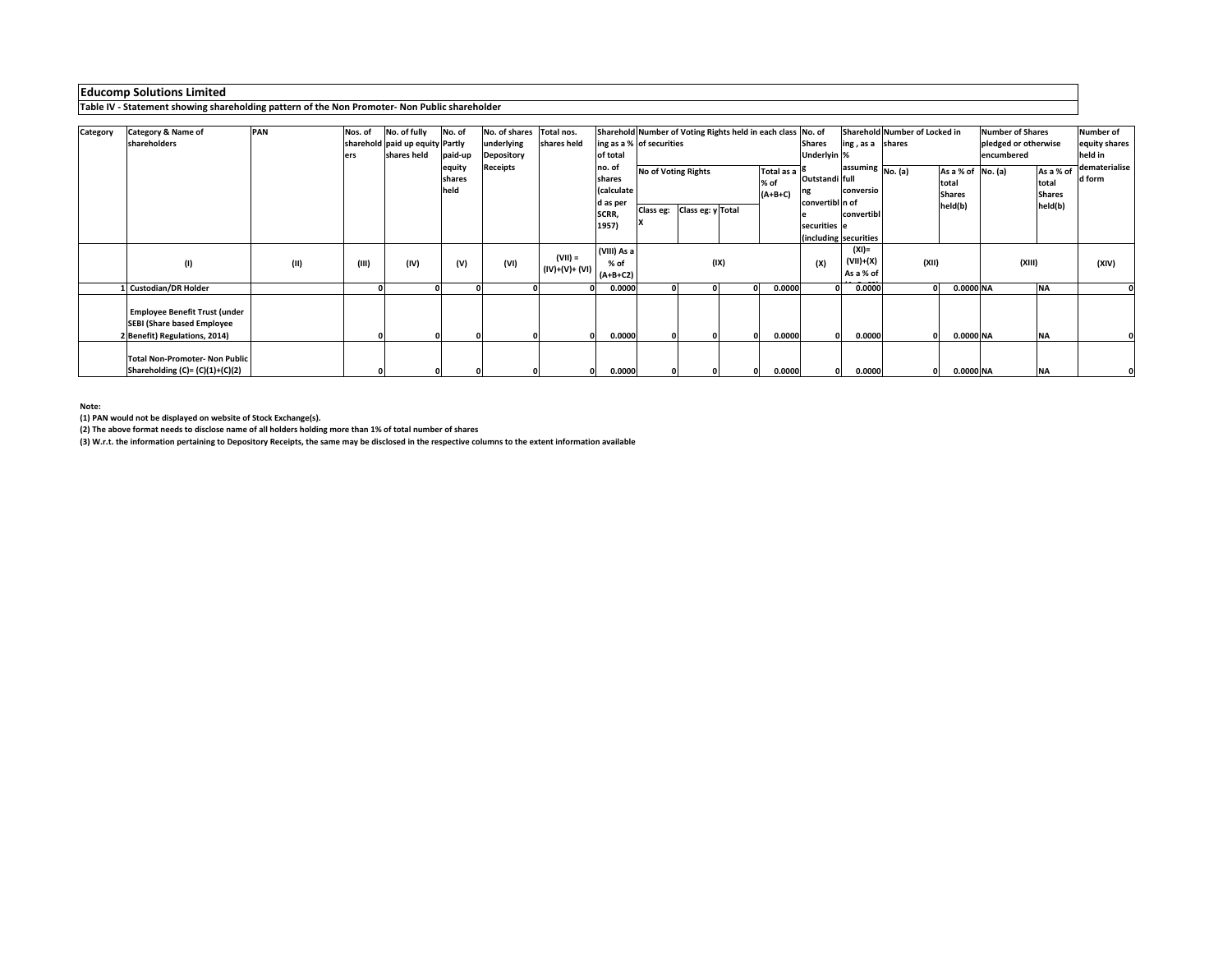**Educomp Solutions Limited**

**Table IV - Statement showing shareholding pattern of the Non Promoter- Non Public shareholder**

| Category | Category & Name of shareholders | PAN | Nos. of shareholders | No. of fully paid up equity shares held | No. of Partly paid-up equity shares held | No. of shares underlying Depository Receipts | Total nos. shares held | Shareholding as a % of total no. of shares (calculated as per SCRR, 1957) | Number of Voting Rights held in each class of securities | | | | No. of Shares Underlying Outstanding convertible securities (including | Shareholding , as a % assuming full conversion of convertible securities | Number of Locked in shares | | Number of Shares pledged or otherwise encumbered | | Number of equity shares held in dematerialised form |
|---|---|---|---|---|---|---|---|---|---|---|---|---|---|---|---|---|---|---|---|
| | | | | | | | | | No of Voting Rights | | | Total as a % of (A+B+C) | | | No. (a) | As a % of total Shares held(b) | No. (a) | As a % of total Shares held(b) | |
| | | | | | | | | | Class eg: X | Class eg: y | Total | | | | | | | | |
| | (I) | (II) | (III) | (IV) | (V) | (VI) | (VII) = (IV)+(V)+ (VI) | (VIII) As a % of (A+B+C2) | (IX) | | | | (X) | (XI)= (VII)+(X) As a % of | (XII) | | (XIII) | | (XIV) |
| 1 | Custodian/DR Holder | | 0 | 0 | 0 | 0 | 0 | 0.0000 | 0 | 0 | 0 | 0.0000 | 0 | 0.0000 | 0 | 0.0000 | NA | NA | 0 |
| 2 | Employee Benefit Trust (under SEBI (Share based Employee Benefit) Regulations, 2014) | | 0 | 0 | 0 | 0 | 0 | 0.0000 | 0 | 0 | 0 | 0.0000 | 0 | 0.0000 | 0 | 0.0000 | NA | NA | 0 |
| | Total Non-Promoter- Non Public Shareholding (C)= (C)(1)+(C)(2) | | 0 | 0 | 0 | 0 | 0 | 0.0000 | 0 | 0 | 0 | 0.0000 | 0 | 0.0000 | 0 | 0.0000 | NA | NA | 0 |

**Note:**

**(1) PAN would not be displayed on website of Stock Exchange(s).**

**(2) The above format needs to disclose name of all holders holding more than 1% of total number of shares**

**(3) W.r.t. the information pertaining to Depository Receipts, the same may be disclosed in the respective columns to the extent information available**